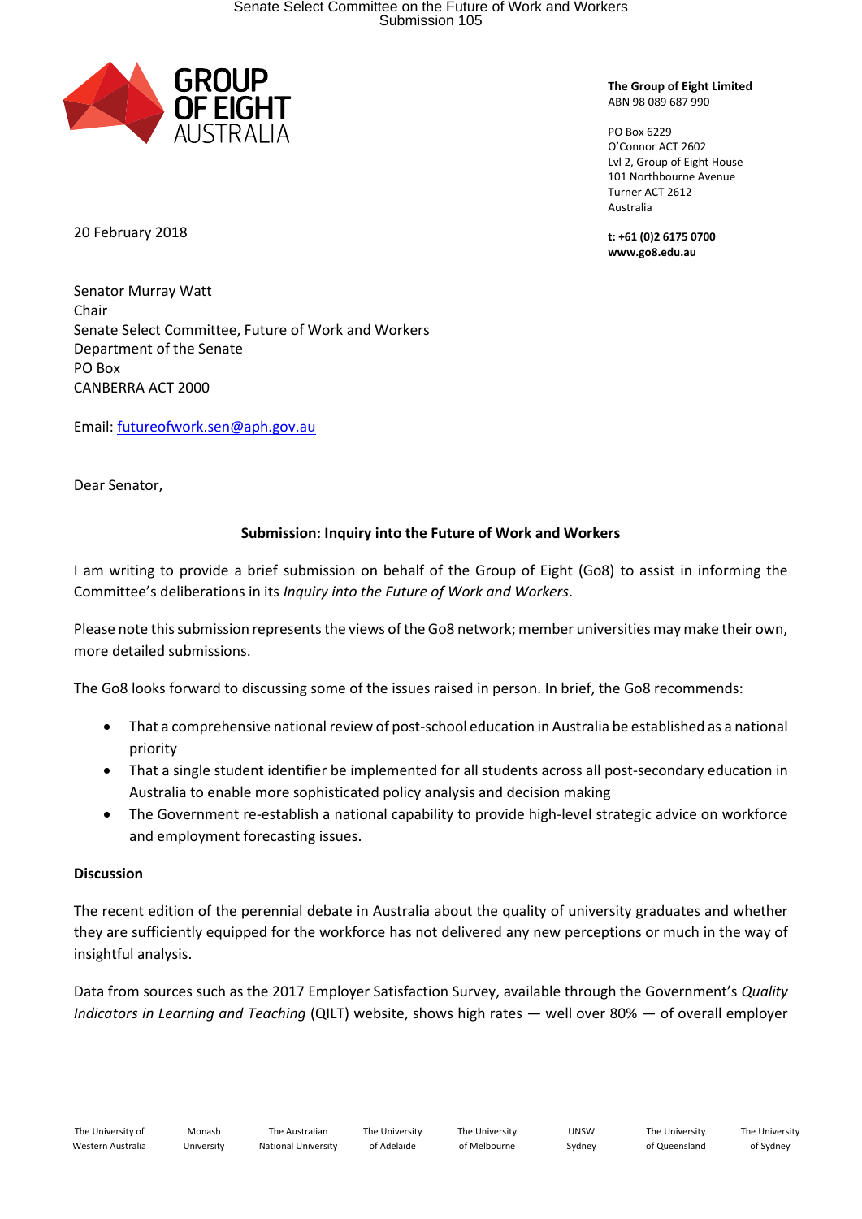**The Group of Eight Limited**
ABN 98 089 687 990

PO Box 6229
O'Connor ACT 2602
Lvl 2, Group of Eight House
101 Northbourne Avenue
Turner ACT 2612
Australia

**t: +61 (0)2 6175 0700**
**www.go8.edu.au**

20 February 2018

Senator Murray Watt
Chair
Senate Select Committee, Future of Work and Workers
Department of the Senate
PO Box
CANBERRA ACT 2000

Email: futureofwork.sen@aph.gov.au

Dear Senator,

**Submission: Inquiry into the Future of Work and Workers**

I am writing to provide a brief submission on behalf of the Group of Eight (Go8) to assist in informing the Committee's deliberations in its *Inquiry into the Future of Work and Workers*.

Please note this submission represents the views of the Go8 network; member universities may make their own, more detailed submissions.

The Go8 looks forward to discussing some of the issues raised in person. In brief, the Go8 recommends:

- That a comprehensive national review of post-school education in Australia be established as a national priority
- That a single student identifier be implemented for all students across all post-secondary education in Australia to enable more sophisticated policy analysis and decision making
- The Government re-establish a national capability to provide high-level strategic advice on workforce and employment forecasting issues.

**Discussion**

The recent edition of the perennial debate in Australia about the quality of university graduates and whether they are sufficiently equipped for the workforce has not delivered any new perceptions or much in the way of insightful analysis.

Data from sources such as the 2017 Employer Satisfaction Survey, available through the Government's *Quality Indicators in Learning and Teaching* (QILT) website, shows high rates — well over 80% — of overall employer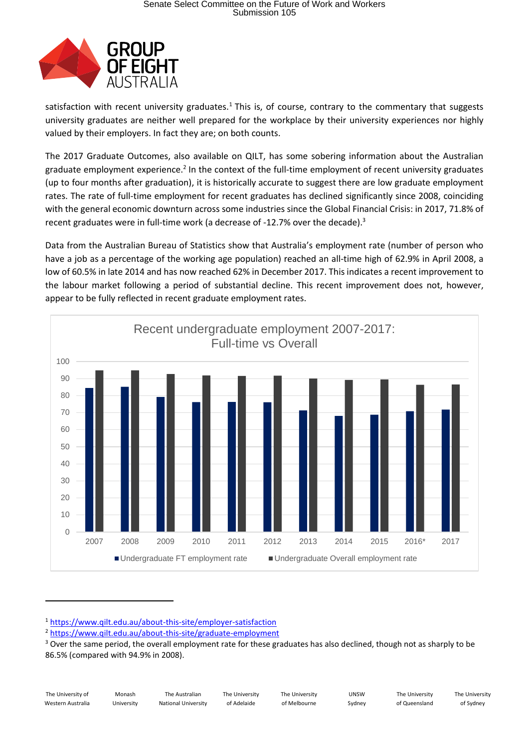satisfaction with recent university graduates.[1] This is, of course, contrary to the commentary that suggests university graduates are neither well prepared for the workplace by their university experiences nor highly valued by their employers. In fact they are; on both counts.

The 2017 Graduate Outcomes, also available on QILT, has some sobering information about the Australian graduate employment experience.[2] In the context of the full-time employment of recent university graduates (up to four months after graduation), it is historically accurate to suggest there are low graduate employment rates. The rate of full-time employment for recent graduates has declined significantly since 2008, coinciding with the general economic downturn across some industries since the Global Financial Crisis: in 2017, 71.8% of recent graduates were in full-time work (a decrease of -12.7% over the decade).[3]

Data from the Australian Bureau of Statistics show that Australia's employment rate (number of person who have a job as a percentage of the working age population) reached an all-time high of 62.9% in April 2008, a low of 60.5% in late 2014 and has now reached 62% in December 2017. This indicates a recent improvement to the labour market following a period of substantial decline. This recent improvement does not, however, appear to be fully reflected in recent graduate employment rates.

Recent undergraduate employment 2007-2017: Full-time vs Overall

[1] https://www.qilt.edu.au/about-this-site/employer-satisfaction

[2] https://www.qilt.edu.au/about-this-site/graduate-employment

[3] Over the same period, the overall employment rate for these graduates has also declined, though not as sharply to be 86.5% (compared with 94.9% in 2008).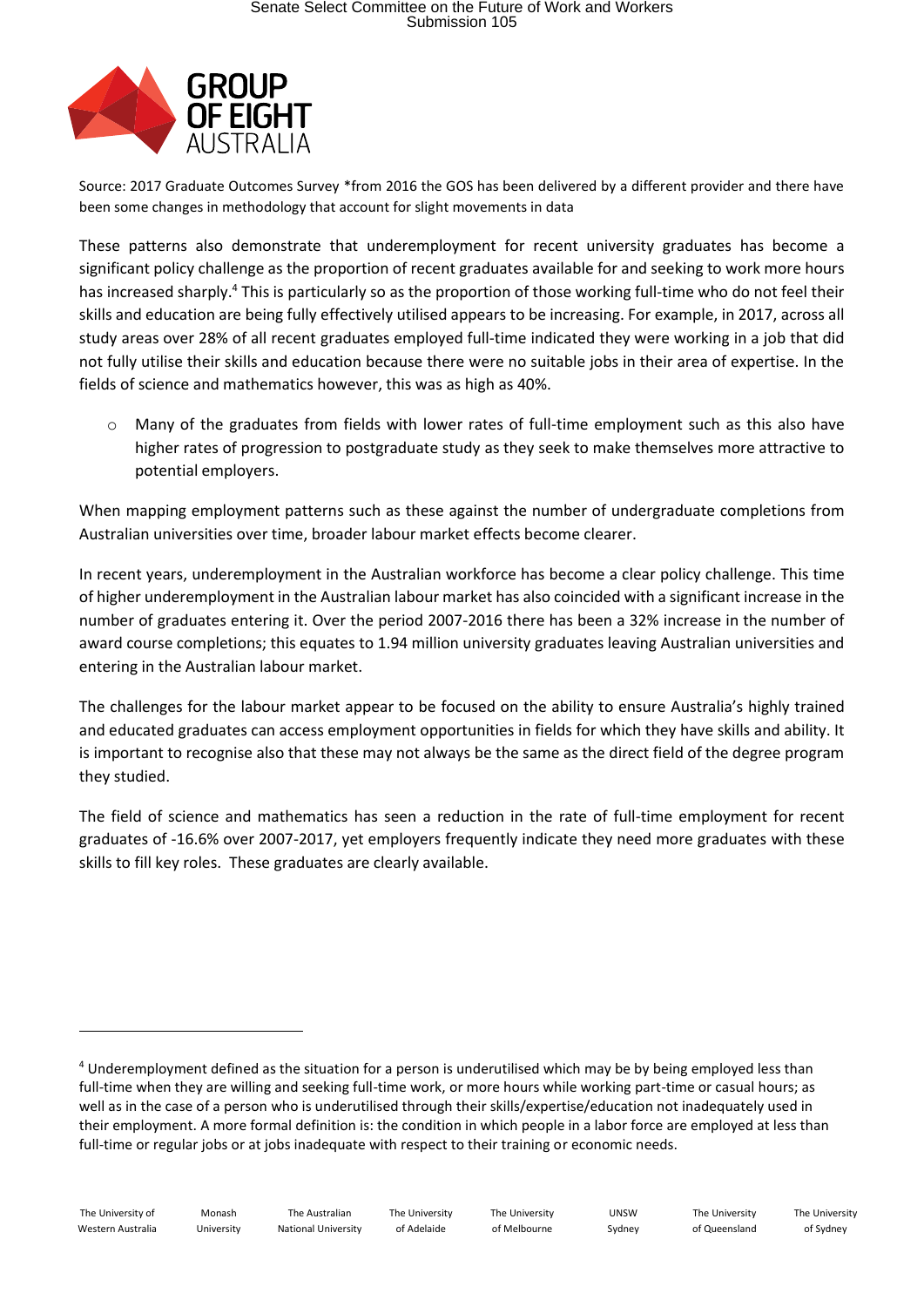Source: 2017 Graduate Outcomes Survey *from 2016 the GOS has been delivered by a different provider and there have been some changes in methodology that account for slight movements in data

These patterns also demonstrate that underemployment for recent university graduates has become a significant policy challenge as the proportion of recent graduates available for and seeking to work more hours has increased sharply.[4] This is particularly so as the proportion of those working full-time who do not feel their skills and education are being fully effectively utilised appears to be increasing. For example, in 2017, across all study areas over 28% of all recent graduates employed full-time indicated they were working in a job that did not fully utilise their skills and education because there were no suitable jobs in their area of expertise. In the fields of science and mathematics however, this was as high as 40%.

- Many of the graduates from fields with lower rates of full-time employment such as this also have higher rates of progression to postgraduate study as they seek to make themselves more attractive to potential employers.

When mapping employment patterns such as these against the number of undergraduate completions from Australian universities over time, broader labour market effects become clearer.

In recent years, underemployment in the Australian workforce has become a clear policy challenge. This time of higher underemployment in the Australian labour market has also coincided with a significant increase in the number of graduates entering it. Over the period 2007-2016 there has been a 32% increase in the number of award course completions; this equates to 1.94 million university graduates leaving Australian universities and entering in the Australian labour market.

The challenges for the labour market appear to be focused on the ability to ensure Australia's highly trained and educated graduates can access employment opportunities in fields for which they have skills and ability. It is important to recognise also that these may not always be the same as the direct field of the degree program they studied.

The field of science and mathematics has seen a reduction in the rate of full-time employment for recent graduates of -16.6% over 2007-2017, yet employers frequently indicate they need more graduates with these skills to fill key roles. These graduates are clearly available.

---

[4] Underemployment defined as the situation for a person is underutilised which may be by being employed less than full-time when they are willing and seeking full-time work, or more hours while working part-time or casual hours; as well as in the case of a person who is underutilised through their skills/expertise/education not inadequately used in their employment. A more formal definition is: the condition in which people in a labor force are employed at less than full-time or regular jobs or at jobs inadequate with respect to their training or economic needs.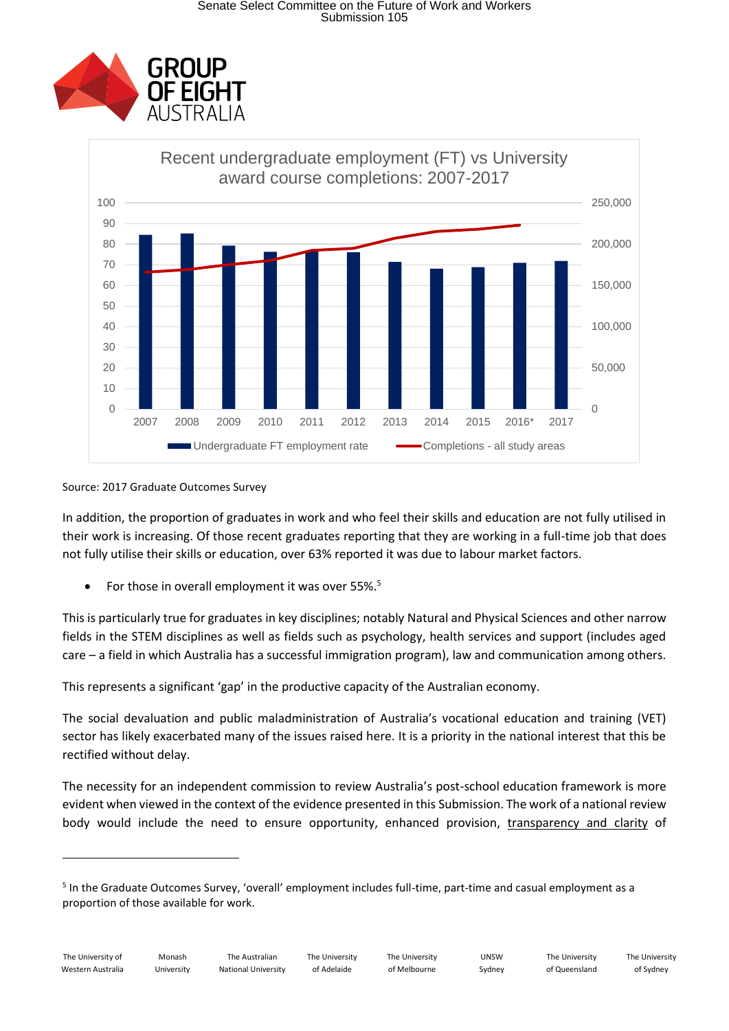Source: 2017 Graduate Outcomes Survey

In addition, the proportion of graduates in work and who feel their skills and education are not fully utilised in their work is increasing. Of those recent graduates reporting that they are working in a full-time job that does not fully utilise their skills or education, over 63% reported it was due to labour market factors.

- For those in overall employment it was over 55%.[5]

This is particularly true for graduates in key disciplines; notably Natural and Physical Sciences and other narrow fields in the STEM disciplines as well as fields such as psychology, health services and support (includes aged care – a field in which Australia has a successful immigration program), law and communication among others.

This represents a significant 'gap' in the productive capacity of the Australian economy.

The social devaluation and public maladministration of Australia's vocational education and training (VET) sector has likely exacerbated many of the issues raised here. It is a priority in the national interest that this be rectified without delay.

The necessity for an independent commission to review Australia's post-school education framework is more evident when viewed in the context of the evidence presented in this Submission. The work of a national review body would include the need to ensure opportunity, enhanced provision, transparency and clarity of

[5] In the Graduate Outcomes Survey, 'overall' employment includes full-time, part-time and casual employment as a proportion of those available for work.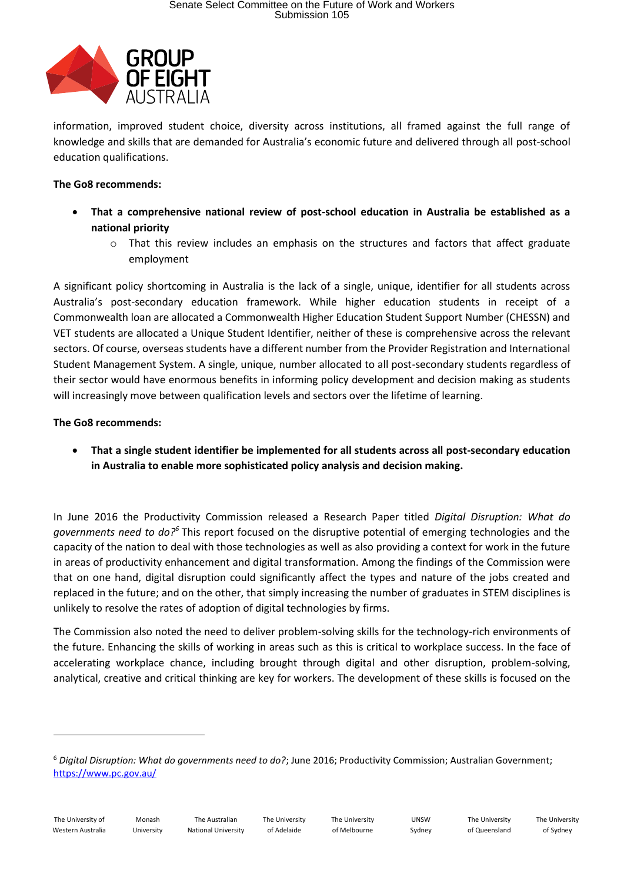information, improved student choice, diversity across institutions, all framed against the full range of knowledge and skills that are demanded for Australia's economic future and delivered through all post-school education qualifications.

**The Go8 recommends:**

- **That a comprehensive national review of post-school education in Australia be established as a national priority**
  - That this review includes an emphasis on the structures and factors that affect graduate employment

A significant policy shortcoming in Australia is the lack of a single, unique, identifier for all students across Australia's post-secondary education framework. While higher education students in receipt of a Commonwealth loan are allocated a Commonwealth Higher Education Student Support Number (CHESSN) and VET students are allocated a Unique Student Identifier, neither of these is comprehensive across the relevant sectors. Of course, overseas students have a different number from the Provider Registration and International Student Management System. A single, unique, number allocated to all post-secondary students regardless of their sector would have enormous benefits in informing policy development and decision making as students will increasingly move between qualification levels and sectors over the lifetime of learning.

**The Go8 recommends:**

- **That a single student identifier be implemented for all students across all post-secondary education in Australia to enable more sophisticated policy analysis and decision making.**

In June 2016 the Productivity Commission released a Research Paper titled *Digital Disruption: What do governments need to do?*[6] This report focused on the disruptive potential of emerging technologies and the capacity of the nation to deal with those technologies as well as also providing a context for work in the future in areas of productivity enhancement and digital transformation. Among the findings of the Commission were that on one hand, digital disruption could significantly affect the types and nature of the jobs created and replaced in the future; and on the other, that simply increasing the number of graduates in STEM disciplines is unlikely to resolve the rates of adoption of digital technologies by firms.

The Commission also noted the need to deliver problem-solving skills for the technology-rich environments of the future. Enhancing the skills of working in areas such as this is critical to workplace success. In the face of accelerating workplace chance, including brought through digital and other disruption, problem-solving, analytical, creative and critical thinking are key for workers. The development of these skills is focused on the

---

[6] *Digital Disruption: What do governments need to do?*; June 2016; Productivity Commission; Australian Government; https://www.pc.gov.au/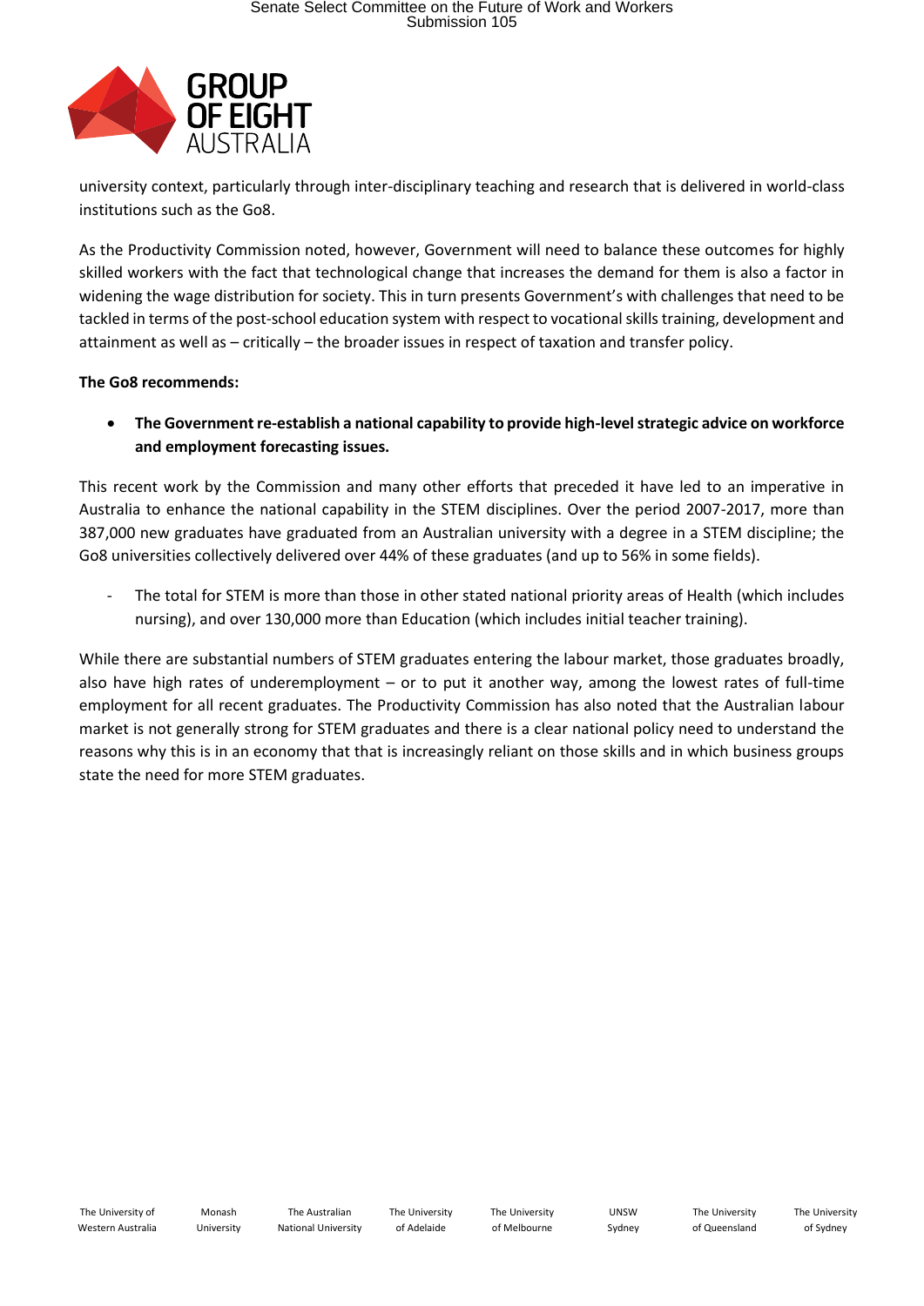university context, particularly through inter-disciplinary teaching and research that is delivered in world-class institutions such as the Go8.

As the Productivity Commission noted, however, Government will need to balance these outcomes for highly skilled workers with the fact that technological change that increases the demand for them is also a factor in widening the wage distribution for society. This in turn presents Government's with challenges that need to be tackled in terms of the post-school education system with respect to vocational skills training, development and attainment as well as – critically – the broader issues in respect of taxation and transfer policy.

**The Go8 recommends:**

- **The Government re-establish a national capability to provide high-level strategic advice on workforce and employment forecasting issues.**

This recent work by the Commission and many other efforts that preceded it have led to an imperative in Australia to enhance the national capability in the STEM disciplines. Over the period 2007-2017, more than 387,000 new graduates have graduated from an Australian university with a degree in a STEM discipline; the Go8 universities collectively delivered over 44% of these graduates (and up to 56% in some fields).

- The total for STEM is more than those in other stated national priority areas of Health (which includes nursing), and over 130,000 more than Education (which includes initial teacher training).

While there are substantial numbers of STEM graduates entering the labour market, those graduates broadly, also have high rates of underemployment – or to put it another way, among the lowest rates of full-time employment for all recent graduates. The Productivity Commission has also noted that the Australian labour market is not generally strong for STEM graduates and there is a clear national policy need to understand the reasons why this is in an economy that that is increasingly reliant on those skills and in which business groups state the need for more STEM graduates.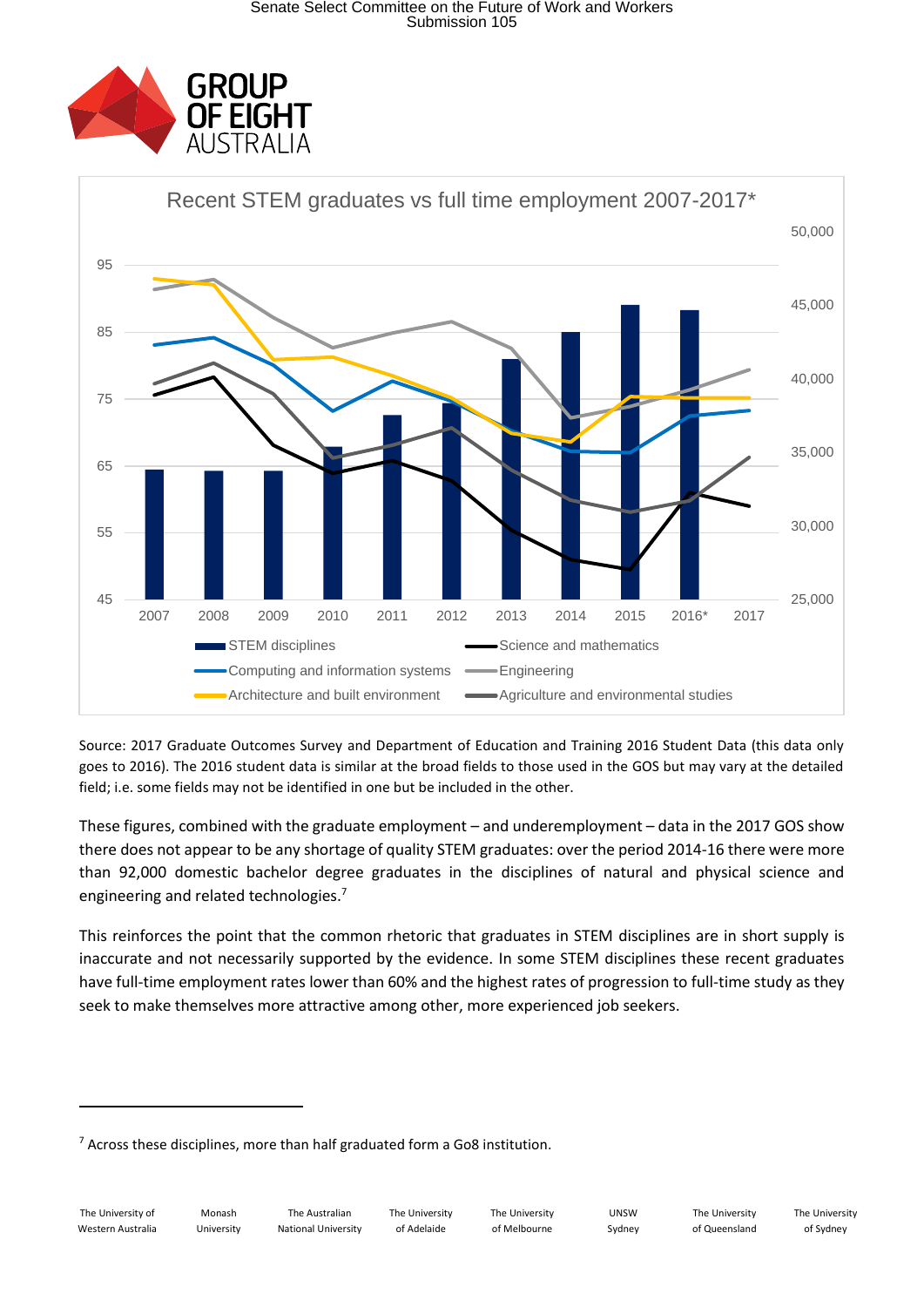Recent STEM graduates vs full time employment 2007-2017*

Source: 2017 Graduate Outcomes Survey and Department of Education and Training 2016 Student Data (this data only goes to 2016). The 2016 student data is similar at the broad fields to those used in the GOS but may vary at the detailed field; i.e. some fields may not be identified in one but be included in the other.

These figures, combined with the graduate employment – and underemployment – data in the 2017 GOS show there does not appear to be any shortage of quality STEM graduates: over the period 2014-16 there were more than 92,000 domestic bachelor degree graduates in the disciplines of natural and physical science and engineering and related technologies.[7]

This reinforces the point that the common rhetoric that graduates in STEM disciplines are in short supply is inaccurate and not necessarily supported by the evidence. In some STEM disciplines these recent graduates have full-time employment rates lower than 60% and the highest rates of progression to full-time study as they seek to make themselves more attractive among other, more experienced job seekers.

[7] Across these disciplines, more than half graduated form a Go8 institution.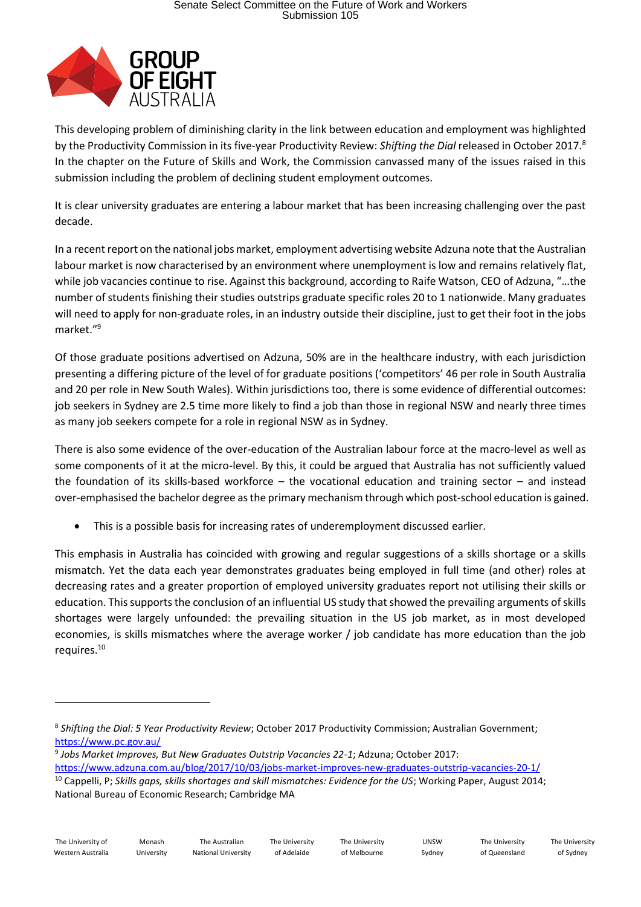This developing problem of diminishing clarity in the link between education and employment was highlighted by the Productivity Commission in its five-year Productivity Review: *Shifting the Dial* released in October 2017.[8] In the chapter on the Future of Skills and Work, the Commission canvassed many of the issues raised in this submission including the problem of declining student employment outcomes.

It is clear university graduates are entering a labour market that has been increasing challenging over the past decade.

In a recent report on the national jobs market, employment advertising website Adzuna note that the Australian labour market is now characterised by an environment where unemployment is low and remains relatively flat, while job vacancies continue to rise. Against this background, according to Raife Watson, CEO of Adzuna, "…the number of students finishing their studies outstrips graduate specific roles 20 to 1 nationwide. Many graduates will need to apply for non-graduate roles, in an industry outside their discipline, just to get their foot in the jobs market."[9]

Of those graduate positions advertised on Adzuna, 50% are in the healthcare industry, with each jurisdiction presenting a differing picture of the level of for graduate positions ('competitors' 46 per role in South Australia and 20 per role in New South Wales). Within jurisdictions too, there is some evidence of differential outcomes: job seekers in Sydney are 2.5 time more likely to find a job than those in regional NSW and nearly three times as many job seekers compete for a role in regional NSW as in Sydney.

There is also some evidence of the over-education of the Australian labour force at the macro-level as well as some components of it at the micro-level. By this, it could be argued that Australia has not sufficiently valued the foundation of its skills-based workforce – the vocational education and training sector – and instead over-emphasised the bachelor degree as the primary mechanism through which post-school education is gained.

- This is a possible basis for increasing rates of underemployment discussed earlier.

This emphasis in Australia has coincided with growing and regular suggestions of a skills shortage or a skills mismatch. Yet the data each year demonstrates graduates being employed in full time (and other) roles at decreasing rates and a greater proportion of employed university graduates report not utilising their skills or education. This supports the conclusion of an influential US study that showed the prevailing arguments of skills shortages were largely unfounded: the prevailing situation in the US job market, as in most developed economies, is skills mismatches where the average worker / job candidate has more education than the job requires.[10]

---

[8] *Shifting the Dial: 5 Year Productivity Review*; October 2017 Productivity Commission; Australian Government; https://www.pc.gov.au/

[9] *Jobs Market Improves, But New Graduates Outstrip Vacancies 22-1*; Adzuna; October 2017: https://www.adzuna.com.au/blog/2017/10/03/jobs-market-improves-new-graduates-outstrip-vacancies-20-1/

[10] Cappelli, P; *Skills gaps, skills shortages and skill mismatches: Evidence for the US*; Working Paper, August 2014; National Bureau of Economic Research; Cambridge MA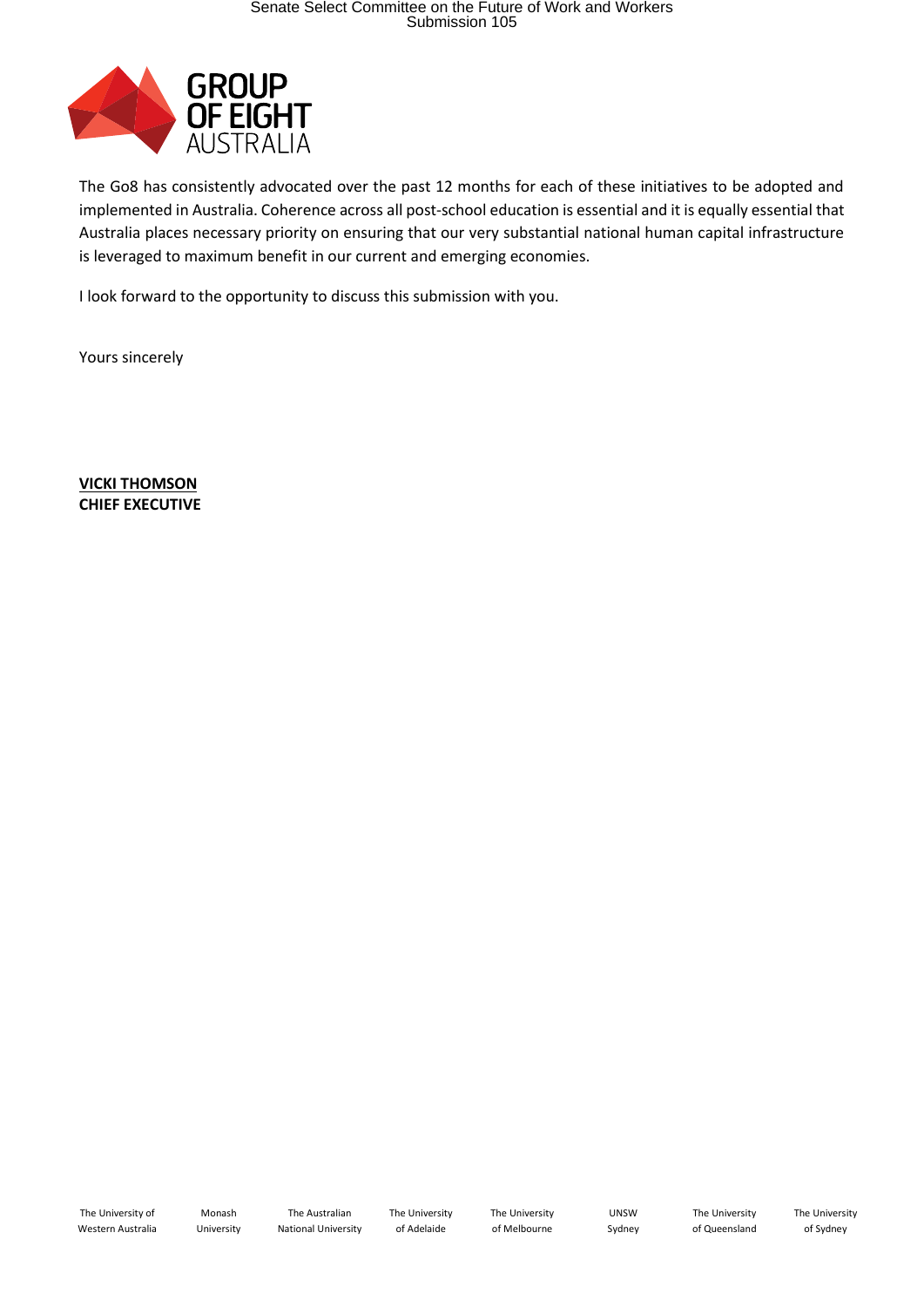The Go8 has consistently advocated over the past 12 months for each of these initiatives to be adopted and implemented in Australia. Coherence across all post-school education is essential and it is equally essential that Australia places necessary priority on ensuring that our very substantial national human capital infrastructure is leveraged to maximum benefit in our current and emerging economies.

I look forward to the opportunity to discuss this submission with you.

Yours sincerely

**VICKI THOMSON**
**CHIEF EXECUTIVE**